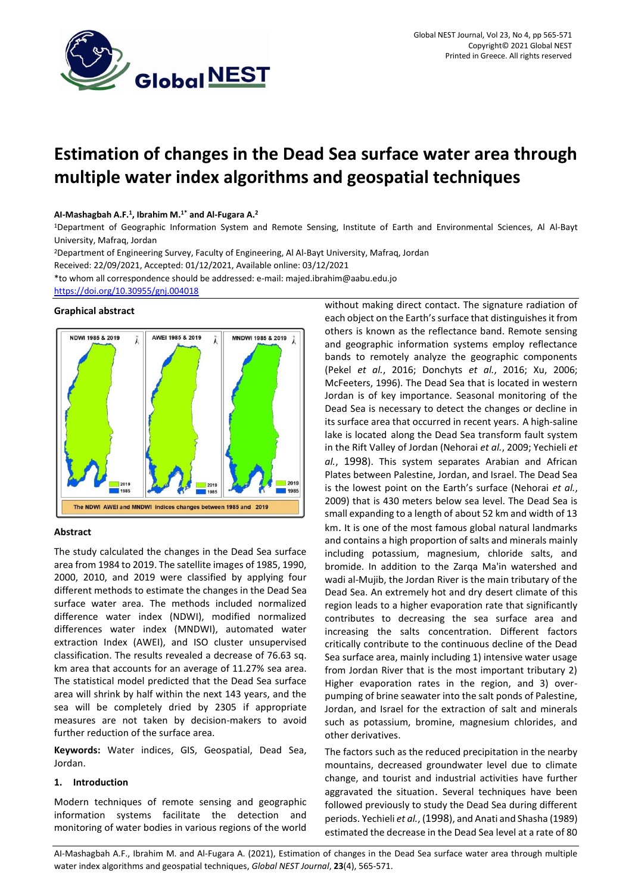# Estimation of changes in the Dead Sea surface water area through multiple water index algorithms and geospatial techniques

**Al-Mashagbah A.F.[1], Ibrahim M.[1*] and Al-Fugara A.[2]**

[1]Department of Geographic Information System and Remote Sensing, Institute of Earth and Environmental Sciences, Al Al-Bayt University, Mafraq, Jordan

[2]Department of Engineering Survey, Faculty of Engineering, Al Al-Bayt University, Mafraq, Jordan

Received: 22/09/2021, Accepted: 01/12/2021, Available online: 03/12/2021

*to whom all correspondence should be addressed: e-mail: majed.ibrahim@aabu.edu.jo

https://doi.org/10.30955/gnj.004018

## Graphical abstract

NDWI 1985 & 2019 | AWEI 1985 & 2019 | MNDWI 1985 & 2019

2019 / 1985

The NDWI AWEI and MNDWI Indices changes between 1985 and 2019

## Abstract

The study calculated the changes in the Dead Sea surface area from 1984 to 2019. The satellite images of 1985, 1990, 2000, 2010, and 2019 were classified by applying four different methods to estimate the changes in the Dead Sea surface water area. The methods included normalized difference water index (NDWI), modified normalized differences water index (MNDWI), automated water extraction Index (AWEI), and ISO cluster unsupervised classification. The results revealed a decrease of 76.63 sq. km area that accounts for an average of 11.27% sea area. The statistical model predicted that the Dead Sea surface area will shrink by half within the next 143 years, and the sea will be completely dried by 2305 if appropriate measures are not taken by decision-makers to avoid further reduction of the surface area.

**Keywords:** Water indices, GIS, Geospatial, Dead Sea, Jordan.

## 1. Introduction

Modern techniques of remote sensing and geographic information systems facilitate the detection and monitoring of water bodies in various regions of the world without making direct contact. The signature radiation of each object on the Earth's surface that distinguishes it from others is known as the reflectance band. Remote sensing and geographic information systems employ reflectance bands to remotely analyze the geographic components (Pekel *et al.*, 2016; Donchyts *et al.*, 2016; Xu, 2006; McFeeters, 1996). The Dead Sea that is located in western Jordan is of key importance. Seasonal monitoring of the Dead Sea is necessary to detect the changes or decline in its surface area that occurred in recent years. A high-saline lake is located along the Dead Sea transform fault system in the Rift Valley of Jordan (Nehorai *et al.*, 2009; Yechieli *et al.*, 1998). This system separates Arabian and African Plates between Palestine, Jordan, and Israel. The Dead Sea is the lowest point on the Earth's surface (Nehorai *et al.*, 2009) that is 430 meters below sea level. The Dead Sea is small expanding to a length of about 52 km and width of 13 km. It is one of the most famous global natural landmarks and contains a high proportion of salts and minerals mainly including potassium, magnesium, chloride salts, and bromide. In addition to the Zarqa Ma'in watershed and wadi al-Mujib, the Jordan River is the main tributary of the Dead Sea. An extremely hot and dry desert climate of this region leads to a higher evaporation rate that significantly contributes to decreasing the sea surface area and increasing the salts concentration. Different factors critically contribute to the continuous decline of the Dead Sea surface area, mainly including 1) intensive water usage from Jordan River that is the most important tributary 2) Higher evaporation rates in the region, and 3) over-pumping of brine seawater into the salt ponds of Palestine, Jordan, and Israel for the extraction of salt and minerals such as potassium, bromine, magnesium chlorides, and other derivatives.

The factors such as the reduced precipitation in the nearby mountains, decreased groundwater level due to climate change, and tourist and industrial activities have further aggravated the situation. Several techniques have been followed previously to study the Dead Sea during different periods. Yechieli *et al.*, (1998), and Anati and Shasha (1989) estimated the decrease in the Dead Sea level at a rate of 80

Al-Mashagbah A.F., Ibrahim M. and Al-Fugara A. (2021), Estimation of changes in the Dead Sea surface water area through multiple water index algorithms and geospatial techniques, *Global NEST Journal*, **23**(4), 565-571.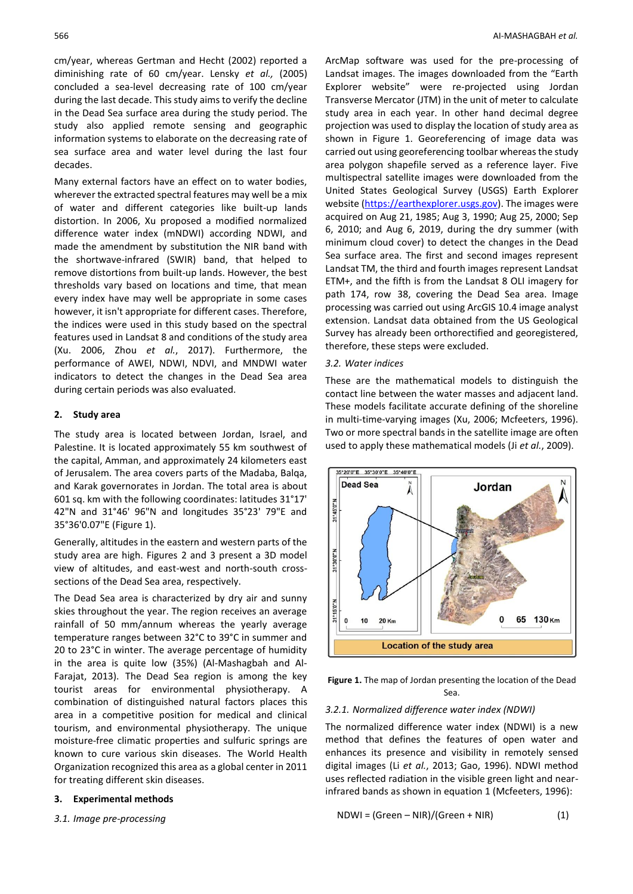cm/year, whereas Gertman and Hecht (2002) reported a diminishing rate of 60 cm/year. Lensky *et al.,* (2005) concluded a sea-level decreasing rate of 100 cm/year during the last decade. This study aims to verify the decline in the Dead Sea surface area during the study period. The study also applied remote sensing and geographic information systems to elaborate on the decreasing rate of sea surface area and water level during the last four decades.

Many external factors have an effect on to water bodies, wherever the extracted spectral features may well be a mix of water and different categories like built-up lands distortion. In 2006, Xu proposed a modified normalized difference water index (mNDWI) according NDWI, and made the amendment by substitution the NIR band with the shortwave-infrared (SWIR) band, that helped to remove distortions from built-up lands. However, the best thresholds vary based on locations and time, that mean every index have may well be appropriate in some cases however, it isn't appropriate for different cases. Therefore, the indices were used in this study based on the spectral features used in Landsat 8 and conditions of the study area (Xu. 2006, Zhou *et al.*, 2017). Furthermore, the performance of AWEI, NDWI, NDVI, and MNDWI water indicators to detect the changes in the Dead Sea area during certain periods was also evaluated.

## 2. Study area

The study area is located between Jordan, Israel, and Palestine. It is located approximately 55 km southwest of the capital, Amman, and approximately 24 kilometers east of Jerusalem. The area covers parts of the Madaba, Balqa, and Karak governorates in Jordan. The total area is about 601 sq. km with the following coordinates: latitudes 31°17' 42"N and 31°46' 96"N and longitudes 35°23' 79"E and 35°36'0.07"E (Figure 1).

Generally, altitudes in the eastern and western parts of the study area are high. Figures 2 and 3 present a 3D model view of altitudes, and east-west and north-south cross-sections of the Dead Sea area, respectively.

The Dead Sea area is characterized by dry air and sunny skies throughout the year. The region receives an average rainfall of 50 mm/annum whereas the yearly average temperature ranges between 32°C to 39°C in summer and 20 to 23°C in winter. The average percentage of humidity in the area is quite low (35%) (Al-Mashagbah and Al-Farajat, 2013). The Dead Sea region is among the key tourist areas for environmental physiotherapy. A combination of distinguished natural factors places this area in a competitive position for medical and clinical tourism, and environmental physiotherapy. The unique moisture-free climatic properties and sulfuric springs are known to cure various skin diseases. The World Health Organization recognized this area as a global center in 2011 for treating different skin diseases.

## 3. Experimental methods

### *3.1. Image pre-processing*

ArcMap software was used for the pre-processing of Landsat images. The images downloaded from the "Earth Explorer website" were re-projected using Jordan Transverse Mercator (JTM) in the unit of meter to calculate study area in each year. In other hand decimal degree projection was used to display the location of study area as shown in Figure 1. Georeferencing of image data was carried out using georeferencing toolbar whereas the study area polygon shapefile served as a reference layer. Five multispectral satellite images were downloaded from the United States Geological Survey (USGS) Earth Explorer website (https://earthexplorer.usgs.gov). The images were acquired on Aug 21, 1985; Aug 3, 1990; Aug 25, 2000; Sep 6, 2010; and Aug 6, 2019, during the dry summer (with minimum cloud cover) to detect the changes in the Dead Sea surface area. The first and second images represent Landsat TM, the third and fourth images represent Landsat ETM+, and the fifth is from the Landsat 8 OLI imagery for path 174, row 38, covering the Dead Sea area. Image processing was carried out using ArcGIS 10.4 image analyst extension. Landsat data obtained from the US Geological Survey has already been orthorectified and georegistered, therefore, these steps were excluded.

### *3.2. Water indices*

These are the mathematical models to distinguish the contact line between the water masses and adjacent land. These models facilitate accurate defining of the shoreline in multi-time-varying images (Xu, 2006; Mcfeeters, 1996). Two or more spectral bands in the satellite image are often used to apply these mathematical models (Ji *et al.*, 2009).

**Figure 1.** The map of Jordan presenting the location of the Dead Sea.

#### *3.2.1. Normalized difference water index (NDWI)*

The normalized difference water index (NDWI) is a new method that defines the features of open water and enhances its presence and visibility in remotely sensed digital images (Li *et al.*, 2013; Gao, 1996). NDWI method uses reflected radiation in the visible green light and near-infrared bands as shown in equation 1 (Mcfeeters, 1996):

$$\text{NDWI} = (\text{Green} - \text{NIR})/(\text{Green} + \text{NIR}) \qquad (1)$$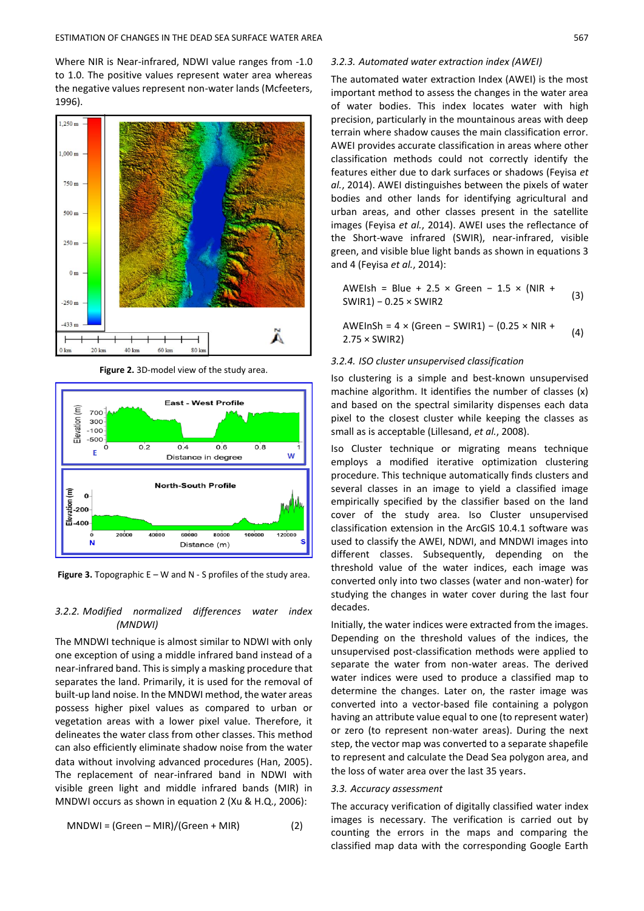Where NIR is Near-infrared, NDWI value ranges from -1.0 to 1.0. The positive values represent water area whereas the negative values represent non-water lands (Mcfeeters, 1996).

Figure 2. 3D-model view of the study area.

Figure 3. Topographic E – W and N - S profiles of the study area.

### 3.2.2. Modified normalized differences water index (MNDWI)

The MNDWI technique is almost similar to NDWI with only one exception of using a middle infrared band instead of a near-infrared band. This is simply a masking procedure that separates the land. Primarily, it is used for the removal of built-up land noise. In the MNDWI method, the water areas possess higher pixel values as compared to urban or vegetation areas with a lower pixel value. Therefore, it delineates the water class from other classes. This method can also efficiently eliminate shadow noise from the water data without involving advanced procedures (Han, 2005). The replacement of near-infrared band in NDWI with visible green light and middle infrared bands (MIR) in MNDWI occurs as shown in equation 2 (Xu & H.Q., 2006):

$$MNDWI = (Green - MIR)/(Green + MIR) \quad (2)$$

### 3.2.3. Automated water extraction index (AWEI)

The automated water extraction Index (AWEI) is the most important method to assess the changes in the water area of water bodies. This index locates water with high precision, particularly in the mountainous areas with deep terrain where shadow causes the main classification error. AWEI provides accurate classification in areas where other classification methods could not correctly identify the features either due to dark surfaces or shadows (Feyisa *et al.*, 2014). AWEI distinguishes between the pixels of water bodies and other lands for identifying agricultural and urban areas, and other classes present in the satellite images (Feyisa *et al.*, 2014). AWEI uses the reflectance of the Short-wave infrared (SWIR), near-infrared, visible green, and visible blue light bands as shown in equations 3 and 4 (Feyisa *et al.*, 2014):

$$AWEIsh = Blue + 2.5 \times Green - 1.5 \times (NIR + SWIR1) - 0.25 \times SWIR2 \quad (3)$$

$$AWEInSh = 4 \times (Green - SWIR1) - (0.25 \times NIR + 2.75 \times SWIR2) \quad (4)$$

### 3.2.4. ISO cluster unsupervised classification

Iso clustering is a simple and best-known unsupervised machine algorithm. It identifies the number of classes (x) and based on the spectral similarity dispenses each data pixel to the closest cluster while keeping the classes as small as is acceptable (Lillesand, *et al.*, 2008).

Iso Cluster technique or migrating means technique employs a modified iterative optimization clustering procedure. This technique automatically finds clusters and several classes in an image to yield a classified image empirically specified by the classifier based on the land cover of the study area. Iso Cluster unsupervised classification extension in the ArcGIS 10.4.1 software was used to classify the AWEI, NDWI, and MNDWI images into different classes. Subsequently, depending on the threshold value of the water indices, each image was converted only into two classes (water and non-water) for studying the changes in water cover during the last four decades.

Initially, the water indices were extracted from the images. Depending on the threshold values of the indices, the unsupervised post-classification methods were applied to separate the water from non-water areas. The derived water indices were used to produce a classified map to determine the changes. Later on, the raster image was converted into a vector-based file containing a polygon having an attribute value equal to one (to represent water) or zero (to represent non-water areas). During the next step, the vector map was converted to a separate shapefile to represent and calculate the Dead Sea polygon area, and the loss of water area over the last 35 years.

### 3.3. Accuracy assessment

The accuracy verification of digitally classified water index images is necessary. The verification is carried out by counting the errors in the maps and comparing the classified map data with the corresponding Google Earth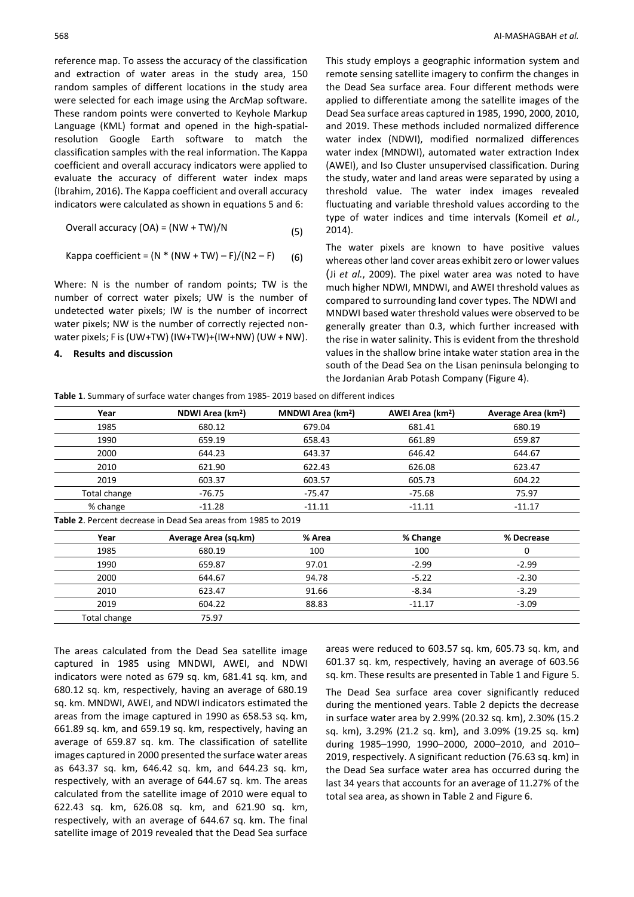reference map. To assess the accuracy of the classification and extraction of water areas in the study area, 150 random samples of different locations in the study area were selected for each image using the ArcMap software. These random points were converted to Keyhole Markup Language (KML) format and opened in the high-spatial-resolution Google Earth software to match the classification samples with the real information. The Kappa coefficient and overall accuracy indicators were applied to evaluate the accuracy of different water index maps (Ibrahim, 2016). The Kappa coefficient and overall accuracy indicators were calculated as shown in equations 5 and 6:

$$\text{Overall accuracy (OA)} = (NW + TW)/N \quad (5)$$

$$\text{Kappa coefficient} = (N * (NW + TW) - F)/(N2 - F) \quad (6)$$

Where: N is the number of random points; TW is the number of correct water pixels; UW is the number of undetected water pixels; IW is the number of incorrect water pixels; NW is the number of correctly rejected non-water pixels; F is (UW+TW) (IW+TW)+(IW+NW) (UW + NW).

## 4. Results and discussion

This study employs a geographic information system and remote sensing satellite imagery to confirm the changes in the Dead Sea surface area. Four different methods were applied to differentiate among the satellite images of the Dead Sea surface areas captured in 1985, 1990, 2000, 2010, and 2019. These methods included normalized difference water index (NDWI), modified normalized differences water index (MNDWI), automated water extraction Index (AWEI), and Iso Cluster unsupervised classification. During the study, water and land areas were separated by using a threshold value. The water index images revealed fluctuating and variable threshold values according to the type of water indices and time intervals (Komeil *et al.*, 2014).

The water pixels are known to have positive values whereas other land cover areas exhibit zero or lower values (Ji *et al.*, 2009). The pixel water area was noted to have much higher NDWI, MNDWI, and AWEI threshold values as compared to surrounding land cover types. The NDWI and MNDWI based water threshold values were observed to be generally greater than 0.3, which further increased with the rise in water salinity. This is evident from the threshold values in the shallow brine intake water station area in the south of the Dead Sea on the Lisan peninsula belonging to the Jordanian Arab Potash Company (Figure 4).

**Table 1**. Summary of surface water changes from 1985- 2019 based on different indices

| Year | NDWI Area (km$^2$) | MNDWI Area (km$^2$) | AWEI Area (km$^2$) | Average Area (km$^2$) |
|---|---|---|---|---|
| 1985 | 680.12 | 679.04 | 681.41 | 680.19 |
| 1990 | 659.19 | 658.43 | 661.89 | 659.87 |
| 2000 | 644.23 | 643.37 | 646.42 | 644.67 |
| 2010 | 621.90 | 622.43 | 626.08 | 623.47 |
| 2019 | 603.37 | 603.57 | 605.73 | 604.22 |
| Total change | -76.75 | -75.47 | -75.68 | 75.97 |
| % change | -11.28 | -11.11 | -11.11 | -11.17 |

**Table 2**. Percent decrease in Dead Sea areas from 1985 to 2019

| Year | Average Area (sq.km) | % Area | % Change | % Decrease |
|---|---|---|---|---|
| 1985 | 680.19 | 100 | 100 | 0 |
| 1990 | 659.87 | 97.01 | -2.99 | -2.99 |
| 2000 | 644.67 | 94.78 | -5.22 | -2.30 |
| 2010 | 623.47 | 91.66 | -8.34 | -3.29 |
| 2019 | 604.22 | 88.83 | -11.17 | -3.09 |
| Total change | 75.97 | | | |

The areas calculated from the Dead Sea satellite image captured in 1985 using MNDWI, AWEI, and NDWI indicators were noted as 679 sq. km, 681.41 sq. km, and 680.12 sq. km, respectively, having an average of 680.19 sq. km. MNDWI, AWEI, and NDWI indicators estimated the areas from the image captured in 1990 as 658.53 sq. km, 661.89 sq. km, and 659.19 sq. km, respectively, having an average of 659.87 sq. km. The classification of satellite images captured in 2000 presented the surface water areas as 643.37 sq. km, 646.42 sq. km, and 644.23 sq. km, respectively, with an average of 644.67 sq. km. The areas calculated from the satellite image of 2010 were equal to 622.43 sq. km, 626.08 sq. km, and 621.90 sq. km, respectively, with an average of 644.67 sq. km. The final satellite image of 2019 revealed that the Dead Sea surface areas were reduced to 603.57 sq. km, 605.73 sq. km, and 601.37 sq. km, respectively, having an average of 603.56 sq. km. These results are presented in Table 1 and Figure 5.

The Dead Sea surface area cover significantly reduced during the mentioned years. Table 2 depicts the decrease in surface water area by 2.99% (20.32 sq. km), 2.30% (15.2 sq. km), 3.29% (21.2 sq. km), and 3.09% (19.25 sq. km) during 1985–1990, 1990–2000, 2000–2010, and 2010–2019, respectively. A significant reduction (76.63 sq. km) in the Dead Sea surface water area has occurred during the last 34 years that accounts for an average of 11.27% of the total sea area, as shown in Table 2 and Figure 6.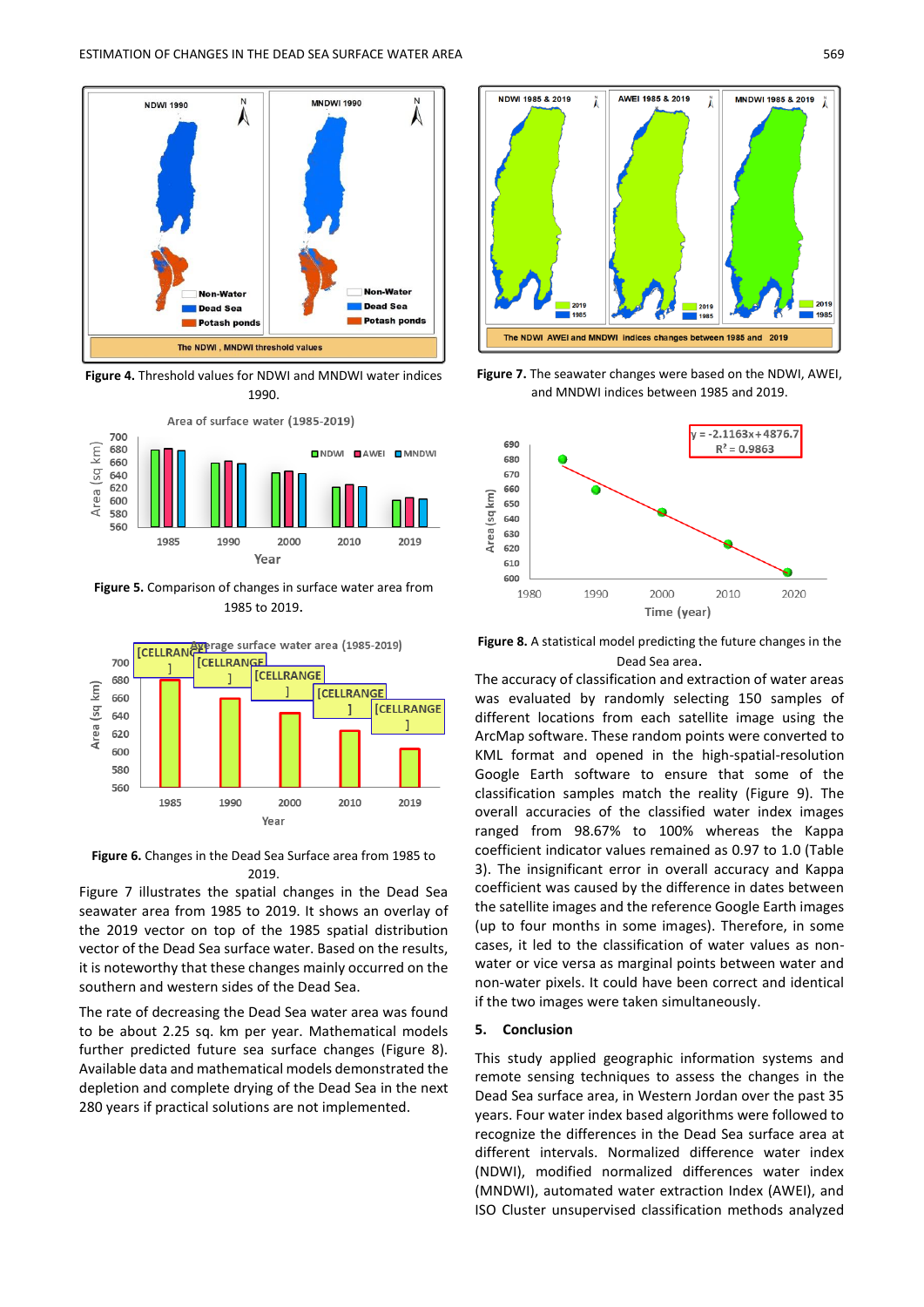**Figure 4.** Threshold values for NDWI and MNDWI water indices 1990.

**Figure 5.** Comparison of changes in surface water area from 1985 to 2019.

**Figure 6.** Changes in the Dead Sea Surface area from 1985 to 2019.

Figure 7 illustrates the spatial changes in the Dead Sea seawater area from 1985 to 2019. It shows an overlay of the 2019 vector on top of the 1985 spatial distribution vector of the Dead Sea surface water. Based on the results, it is noteworthy that these changes mainly occurred on the southern and western sides of the Dead Sea.

The rate of decreasing the Dead Sea water area was found to be about 2.25 sq. km per year. Mathematical models further predicted future sea surface changes (Figure 8). Available data and mathematical models demonstrated the depletion and complete drying of the Dead Sea in the next 280 years if practical solutions are not implemented.

**Figure 7.** The seawater changes were based on the NDWI, AWEI, and MNDWI indices between 1985 and 2019.

**Figure 8.** A statistical model predicting the future changes in the Dead Sea area.

The accuracy of classification and extraction of water areas was evaluated by randomly selecting 150 samples of different locations from each satellite image using the ArcMap software. These random points were converted to KML format and opened in the high-spatial-resolution Google Earth software to ensure that some of the classification samples match the reality (Figure 9). The overall accuracies of the classified water index images ranged from 98.67% to 100% whereas the Kappa coefficient indicator values remained as 0.97 to 1.0 (Table 3). The insignificant error in overall accuracy and Kappa coefficient was caused by the difference in dates between the satellite images and the reference Google Earth images (up to four months in some images). Therefore, in some cases, it led to the classification of water values as non-water or vice versa as marginal points between water and non-water pixels. It could have been correct and identical if the two images were taken simultaneously.

## 5. Conclusion

This study applied geographic information systems and remote sensing techniques to assess the changes in the Dead Sea surface area, in Western Jordan over the past 35 years. Four water index based algorithms were followed to recognize the differences in the Dead Sea surface area at different intervals. Normalized difference water index (NDWI), modified normalized differences water index (MNDWI), automated water extraction Index (AWEI), and ISO Cluster unsupervised classification methods analyzed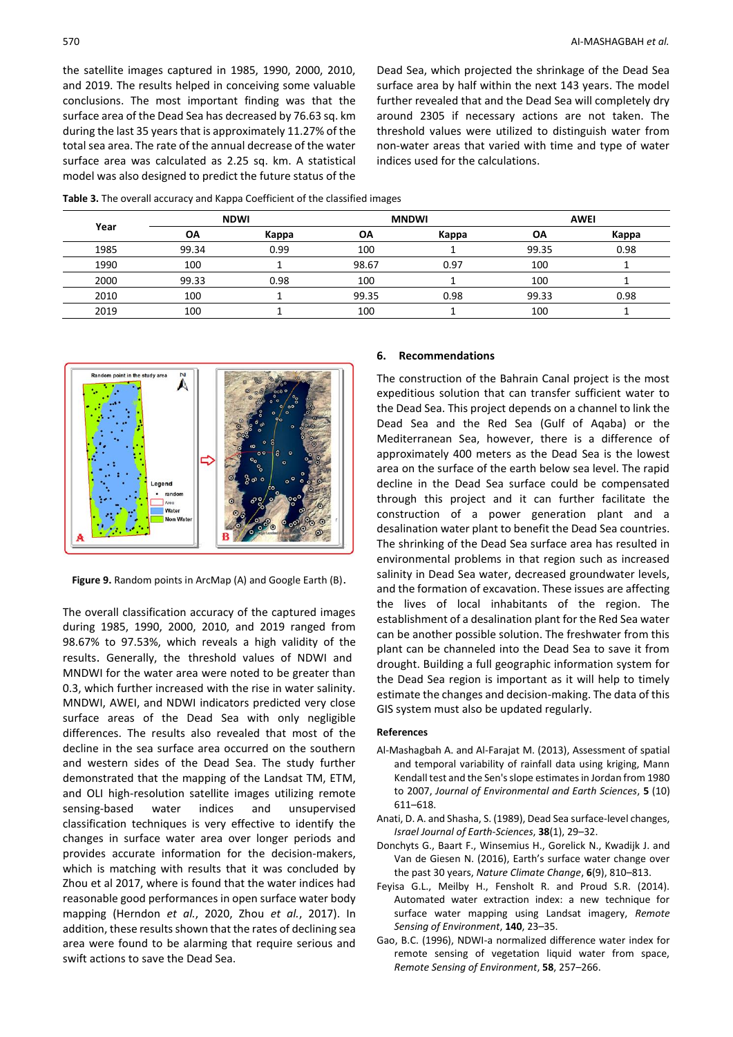the satellite images captured in 1985, 1990, 2000, 2010, and 2019. The results helped in conceiving some valuable conclusions. The most important finding was that the surface area of the Dead Sea has decreased by 76.63 sq. km during the last 35 years that is approximately 11.27% of the total sea area. The rate of the annual decrease of the water surface area was calculated as 2.25 sq. km. A statistical model was also designed to predict the future status of the Dead Sea, which projected the shrinkage of the Dead Sea surface area by half within the next 143 years. The model further revealed that and the Dead Sea will completely dry around 2305 if necessary actions are not taken. The threshold values were utilized to distinguish water from non-water areas that varied with time and type of water indices used for the calculations.

**Table 3.** The overall accuracy and Kappa Coefficient of the classified images

| Year | NDWI | | MNDWI | | AWEI | |
|---|---|---|---|---|---|---|
| | OA | Kappa | OA | Kappa | OA | Kappa |
| 1985 | 99.34 | 0.99 | 100 | 1 | 99.35 | 0.98 |
| 1990 | 100 | 1 | 98.67 | 0.97 | 100 | 1 |
| 2000 | 99.33 | 0.98 | 100 | 1 | 100 | 1 |
| 2010 | 100 | 1 | 99.35 | 0.98 | 99.33 | 0.98 |
| 2019 | 100 | 1 | 100 | 1 | 100 | 1 |

**Figure 9.** Random points in ArcMap (A) and Google Earth (B).

The overall classification accuracy of the captured images during 1985, 1990, 2000, 2010, and 2019 ranged from 98.67% to 97.53%, which reveals a high validity of the results. Generally, the threshold values of NDWI and MNDWI for the water area were noted to be greater than 0.3, which further increased with the rise in water salinity. MNDWI, AWEI, and NDWI indicators predicted very close surface areas of the Dead Sea with only negligible differences. The results also revealed that most of the decline in the sea surface area occurred on the southern and western sides of the Dead Sea. The study further demonstrated that the mapping of the Landsat TM, ETM, and OLI high-resolution satellite images utilizing remote sensing-based water indices and unsupervised classification techniques is very effective to identify the changes in surface water area over longer periods and provides accurate information for the decision-makers, which is matching with results that it was concluded by Zhou et al 2017, where is found that the water indices had reasonable good performances in open surface water body mapping (Herndon *et al.*, 2020, Zhou *et al.*, 2017). In addition, these results shown that the rates of declining sea area were found to be alarming that require serious and swift actions to save the Dead Sea.

## 6. Recommendations

The construction of the Bahrain Canal project is the most expeditious solution that can transfer sufficient water to the Dead Sea. This project depends on a channel to link the Dead Sea and the Red Sea (Gulf of Aqaba) or the Mediterranean Sea, however, there is a difference of approximately 400 meters as the Dead Sea is the lowest area on the surface of the earth below sea level. The rapid decline in the Dead Sea surface could be compensated through this project and it can further facilitate the construction of a power generation plant and a desalination water plant to benefit the Dead Sea countries. The shrinking of the Dead Sea surface area has resulted in environmental problems in that region such as increased salinity in Dead Sea water, decreased groundwater levels, and the formation of excavation. These issues are affecting the lives of local inhabitants of the region. The establishment of a desalination plant for the Red Sea water can be another possible solution. The freshwater from this plant can be channeled into the Dead Sea to save it from drought. Building a full geographic information system for the Dead Sea region is important as it will help to timely estimate the changes and decision-making. The data of this GIS system must also be updated regularly.

### References

Al-Mashagbah A. and Al-Farajat M. (2013), Assessment of spatial and temporal variability of rainfall data using kriging, Mann Kendall test and the Sen's slope estimates in Jordan from 1980 to 2007, *Journal of Environmental and Earth Sciences*, **5** (10) 611–618.

Anati, D. A. and Shasha, S. (1989), Dead Sea surface-level changes, *Israel Journal of Earth-Sciences*, **38**(1), 29–32.

Donchyts G., Baart F., Winsemius H., Gorelick N., Kwadijk J. and Van de Giesen N. (2016), Earth's surface water change over the past 30 years, *Nature Climate Change*, **6**(9), 810–813.

Feyisa G.L., Meilby H., Fensholt R. and Proud S.R. (2014). Automated water extraction index: a new technique for surface water mapping using Landsat imagery, *Remote Sensing of Environment*, **140**, 23–35.

Gao, B.C. (1996), NDWI-a normalized difference water index for remote sensing of vegetation liquid water from space, *Remote Sensing of Environment*, **58**, 257–266.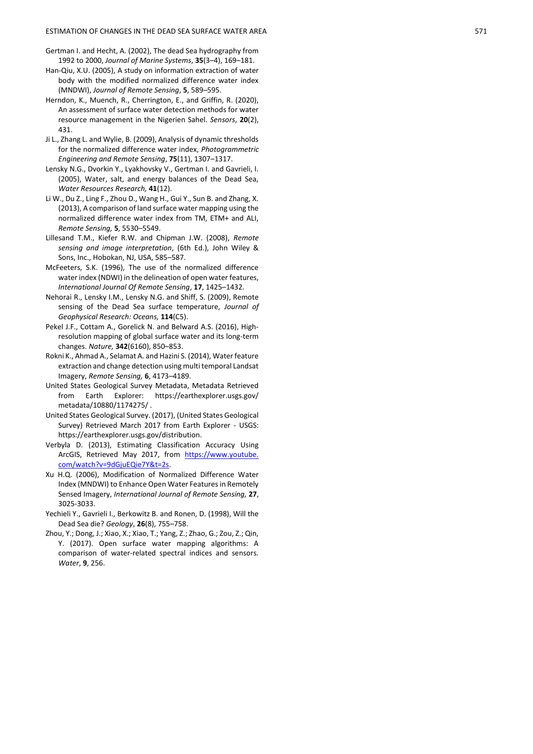Gertman I. and Hecht, A. (2002), The dead Sea hydrography from 1992 to 2000, *Journal of Marine Systems*, **35**(3–4), 169–181.

Han-Qiu, X.U. (2005), A study on information extraction of water body with the modified normalized difference water index (MNDWI), *Journal of Remote Sensing*, **5**, 589–595.

Herndon, K., Muench, R., Cherrington, E., and Griffin, R. (2020), An assessment of surface water detection methods for water resource management in the Nigerien Sahel. *Sensors*, **20**(2), 431.

Ji L., Zhang L. and Wylie, B. (2009), Analysis of dynamic thresholds for the normalized difference water index, *Photogrammetric Engineering and Remote Sensing*, **75**(11), 1307–1317.

Lensky N.G., Dvorkin Y., Lyakhovsky V., Gertman I. and Gavrieli, I. (2005), Water, salt, and energy balances of the Dead Sea, *Water Resources Research,* **41**(12).

Li W., Du Z., Ling F., Zhou D., Wang H., Gui Y., Sun B. and Zhang, X. (2013), A comparison of land surface water mapping using the normalized difference water index from TM, ETM+ and ALI, *Remote Sensing,* **5**, 5530–5549.

Lillesand T.M., Kiefer R.W. and Chipman J.W. (2008), *Remote sensing and image interpretation*, (6th Ed.), John Wiley & Sons, Inc., Hobokan, NJ, USA, 585–587.

McFeeters, S.K. (1996), The use of the normalized difference water index (NDWI) in the delineation of open water features, *International Journal Of Remote Sensing*, **17**, 1425–1432.

Nehorai R., Lensky I.M., Lensky N.G. and Shiff, S. (2009), Remote sensing of the Dead Sea surface temperature, *Journal of Geophysical Research: Oceans,* **114**(C5).

Pekel J.F., Cottam A., Gorelick N. and Belward A.S. (2016), High-resolution mapping of global surface water and its long-term changes. *Nature,* **342**(6160), 850–853.

Rokni K., Ahmad A., Selamat A. and Hazini S. (2014), Water feature extraction and change detection using multi temporal Landsat Imagery, *Remote Sensing,* **6**, 4173–4189.

United States Geological Survey Metadata, Metadata Retrieved from Earth Explorer: https://earthexplorer.usgs.gov/metadata/10880/1174275/ .

United States Geological Survey. (2017), (United States Geological Survey) Retrieved March 2017 from Earth Explorer - USGS: https://earthexplorer.usgs.gov/distribution.

Verbyla D. (2013), Estimating Classification Accuracy Using ArcGIS, Retrieved May 2017, from https://www.youtube.com/watch?v=9dGjuEQie7Y&t=2s.

Xu H.Q. (2006), Modification of Normalized Difference Water Index (MNDWI) to Enhance Open Water Features in Remotely Sensed Imagery, *International Journal of Remote Sensing,* **27**, 3025-3033.

Yechieli Y., Gavrieli I., Berkowitz B. and Ronen, D. (1998), Will the Dead Sea die? *Geology*, **26**(8), 755–758.

Zhou, Y.; Dong, J.; Xiao, X.; Xiao, T.; Yang, Z.; Zhao, G.; Zou, Z.; Qin, Y. (2017). Open surface water mapping algorithms: A comparison of water-related spectral indices and sensors. *Water*, **9**, 256.